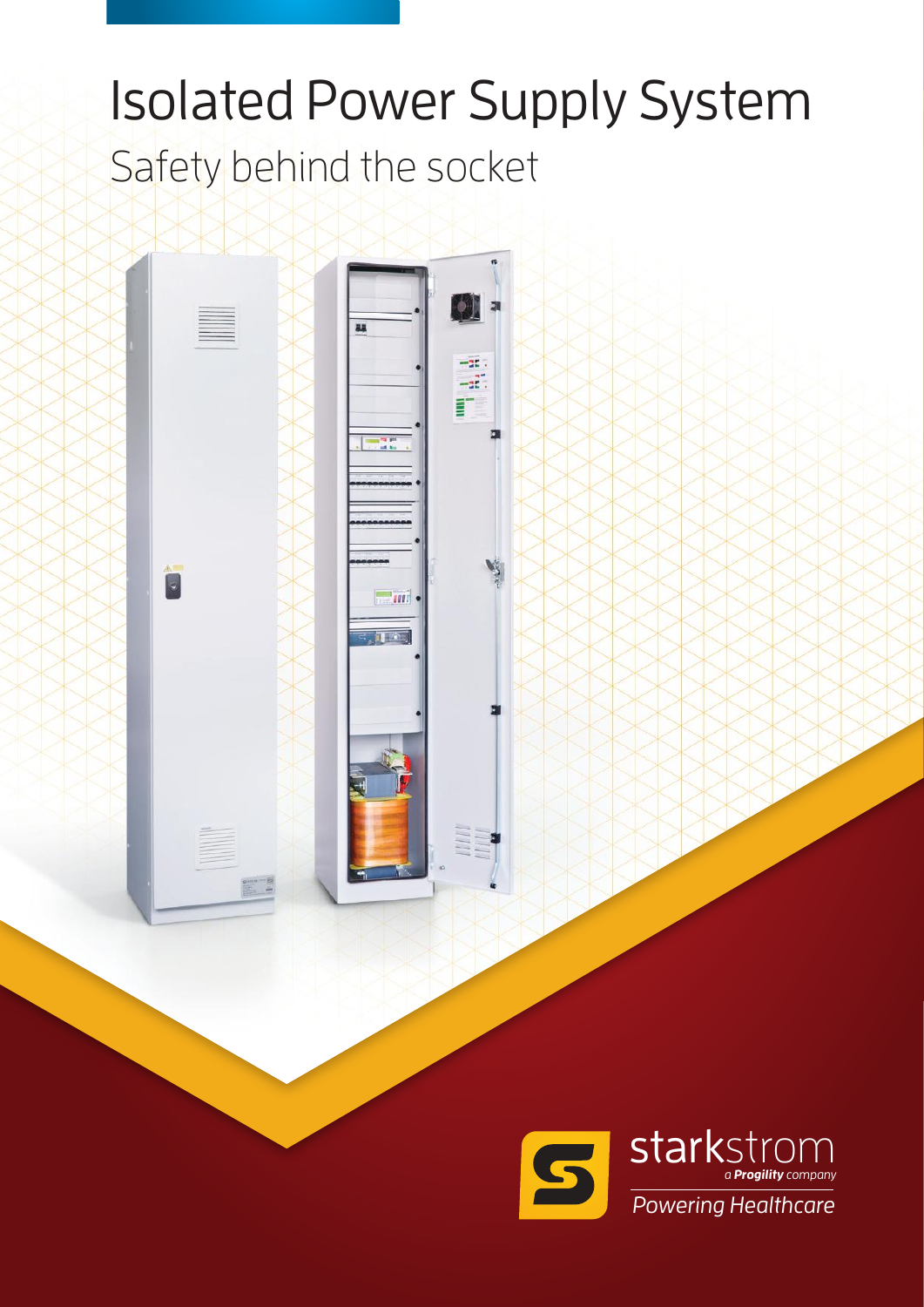# Isolated Power Supply System

## Safety behind the socket

starkstrom

*a **Progility** company*

*Powering Healthcare*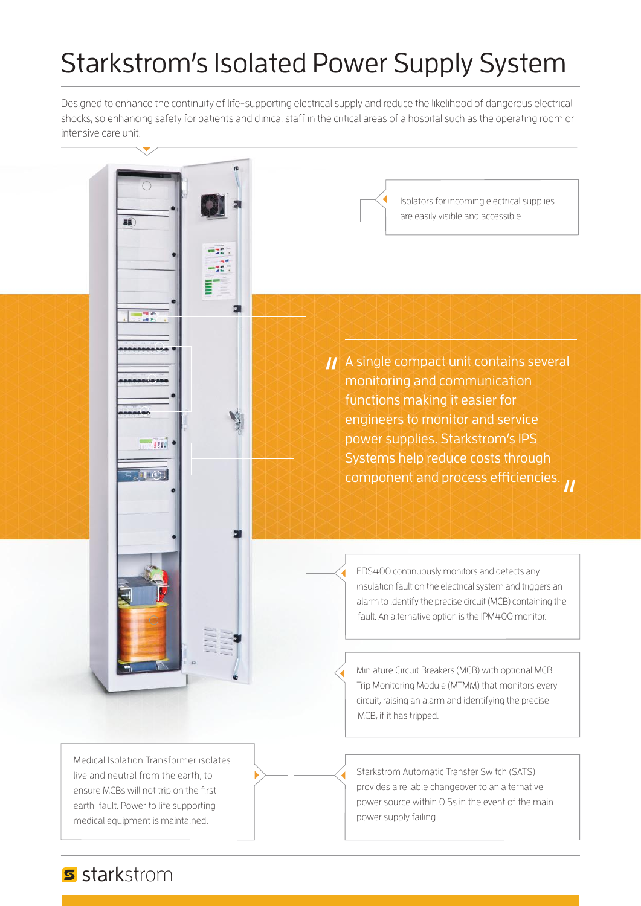# Starkstrom's Isolated Power Supply System

Designed to enhance the continuity of life-supporting electrical supply and reduce the likelihood of dangerous electrical shocks, so enhancing safety for patients and clinical staff in the critical areas of a hospital such as the operating room or intensive care unit.

Isolators for incoming electrical supplies are easily visible and accessible.

> A single compact unit contains several monitoring and communication functions making it easier for engineers to monitor and service power supplies. Starkstrom's IPS Systems help reduce costs through component and process efficiencies.

EDS400 continuously monitors and detects any insulation fault on the electrical system and triggers an alarm to identify the precise circuit (MCB) containing the fault. An alternative option is the IPM400 monitor.

Miniature Circuit Breakers (MCB) with optional MCB Trip Monitoring Module (MTMM) that monitors every circuit, raising an alarm and identifying the precise MCB, if it has tripped.

Medical Isolation Transformer isolates live and neutral from the earth, to ensure MCBs will not trip on the first earth-fault. Power to life supporting medical equipment is maintained.

Starkstrom Automatic Transfer Switch (SATS) provides a reliable changeover to an alternative power source within 0.5s in the event of the main power supply failing.

starkstrom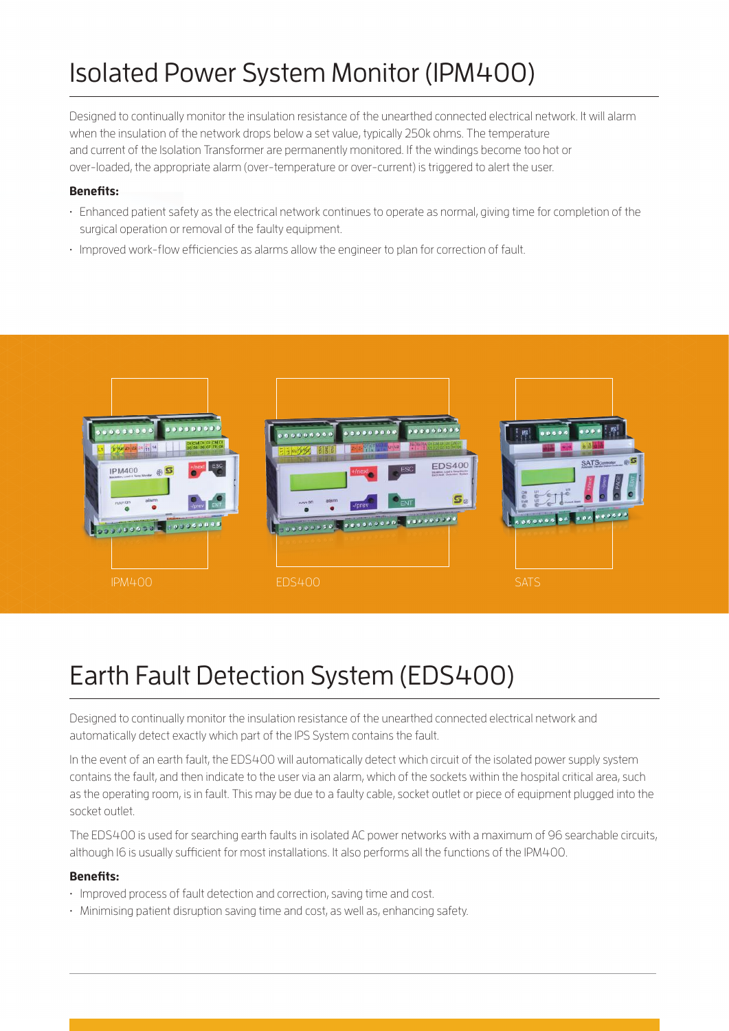# Isolated Power System Monitor (IPM400)

Designed to continually monitor the insulation resistance of the unearthed connected electrical network. It will alarm when the insulation of the network drops below a set value, typically 250k ohms. The temperature and current of the Isolation Transformer are permanently monitored. If the windings become too hot or over-loaded, the appropriate alarm (over-temperature or over-current) is triggered to alert the user.

**Benefits:**

- Enhanced patient safety as the electrical network continues to operate as normal, giving time for completion of the surgical operation or removal of the faulty equipment.
- Improved work-flow efficiencies as alarms allow the engineer to plan for correction of fault.

IPM400

EDS400

SATS

# Earth Fault Detection System (EDS400)

Designed to continually monitor the insulation resistance of the unearthed connected electrical network and automatically detect exactly which part of the IPS System contains the fault.

In the event of an earth fault, the EDS400 will automatically detect which circuit of the isolated power supply system contains the fault, and then indicate to the user via an alarm, which of the sockets within the hospital critical area, such as the operating room, is in fault. This may be due to a faulty cable, socket outlet or piece of equipment plugged into the socket outlet.

The EDS400 is used for searching earth faults in isolated AC power networks with a maximum of 96 searchable circuits, although 16 is usually sufficient for most installations. It also performs all the functions of the IPM400.

**Benefits:**

- Improved process of fault detection and correction, saving time and cost.
- Minimising patient disruption saving time and cost, as well as, enhancing safety.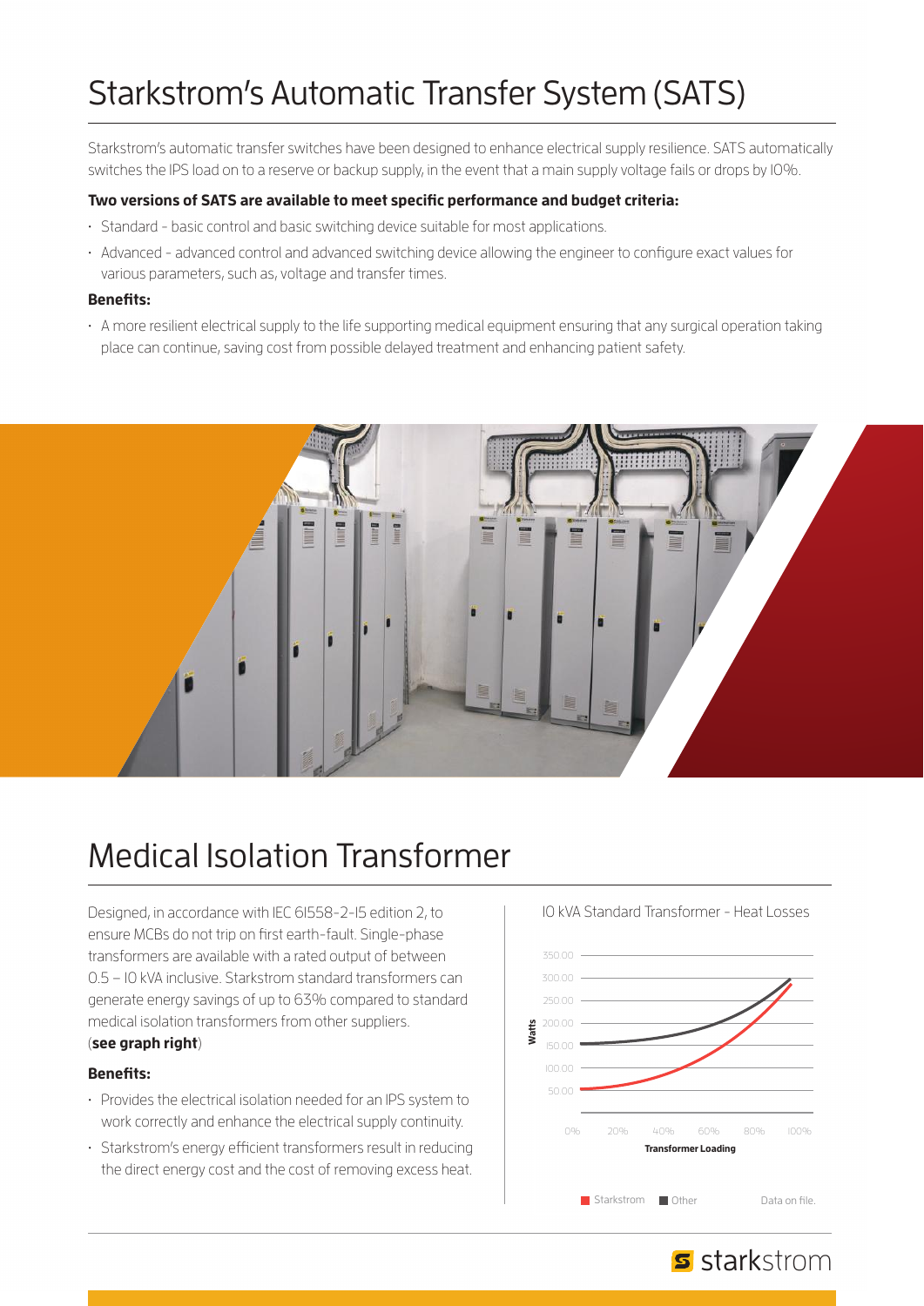# Starkstrom's Automatic Transfer System (SATS)

Starkstrom's automatic transfer switches have been designed to enhance electrical supply resilience. SATS automatically switches the IPS load on to a reserve or backup supply, in the event that a main supply voltage fails or drops by 10%.

**Two versions of SATS are available to meet specific performance and budget criteria:**

- Standard - basic control and basic switching device suitable for most applications.
- Advanced - advanced control and advanced switching device allowing the engineer to configure exact values for various parameters, such as, voltage and transfer times.

**Benefits:**

- A more resilient electrical supply to the life supporting medical equipment ensuring that any surgical operation taking place can continue, saving cost from possible delayed treatment and enhancing patient safety.

# Medical Isolation Transformer

Designed, in accordance with IEC 61558-2-15 edition 2, to ensure MCBs do not trip on first earth-fault. Single-phase transformers are available with a rated output of between 0.5 – 10 kVA inclusive. Starkstrom standard transformers can generate energy savings of up to 63% compared to standard medical isolation transformers from other suppliers. (**see graph right**)

**Benefits:**

- Provides the electrical isolation needed for an IPS system to work correctly and enhance the electrical supply continuity.
- Starkstrom's energy efficient transformers result in reducing the direct energy cost and the cost of removing excess heat.

10 kVA Standard Transformer - Heat Losses

Watts: 350.00, 300.00, 250.00, 200.00, 150.00, 100.00, 50.00

Transformer Loading: 0%, 20%, 40%, 60%, 80%, 100%

Starkstrom | Other

Data on file.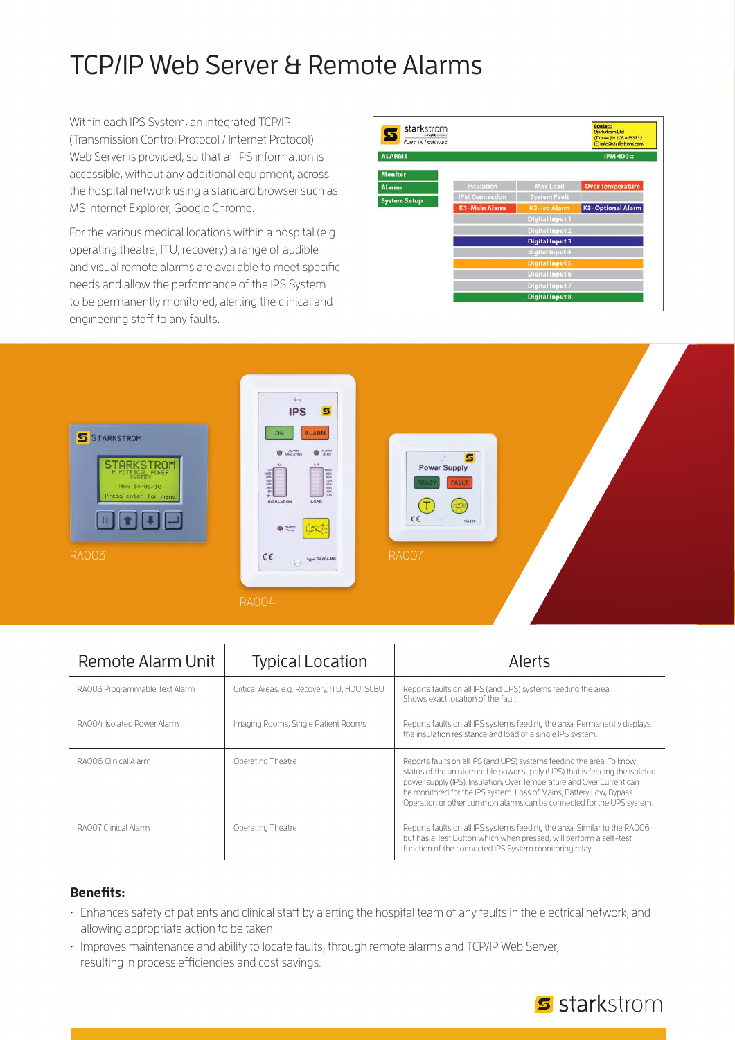# TCP/IP Web Server & Remote Alarms

Within each IPS System, an integrated TCP/IP (Transmission Control Protocol / Internet Protocol) Web Server is provided, so that all IPS information is accessible, without any additional equipment, across the hospital network using a standard browser such as MS Internet Explorer, Google Chrome.

For the various medical locations within a hospital (e.g. operating theatre, ITU, recovery) a range of audible and visual remote alarms are available to meet specific needs and allow the performance of the IPS System to be permanently monitored, alerting the clinical and engineering staff to any faults.

RA003

RA004

RA007

| Remote Alarm Unit | Typical Location | Alerts |
|---|---|---|
| RA003 Programmable Text Alarm | Critical Areas, e.g. Recovery, ITU, HDU, SCBU | Reports faults on all IPS (and UPS) systems feeding the area. Shows exact location of the fault. |
| RA004 Isolated Power Alarm | Imaging Rooms, Single Patient Rooms | Reports faults on all IPS systems feeding the area. Permanently displays the insulation resistance and load of a single IPS system. |
| RA006 Clinical Alarm | Operating Theatre | Reports faults on all IPS (and UPS) systems feeding the area. To know status of the uninterruptible power supply (UPS) that is feeding the isolated power supply (IPS). Insulation, Over Temperature and Over Current can be monitored for the IPS system. Loss of Mains, Battery Low, Bypass Operation or other common alarms can be connected for the UPS system. |
| RA007 Clinical Alarm | Operating Theatre | Reports faults on all IPS systems feeding the area. Similar to the RA006 but has a Test Button which when pressed, will perform a self-test function of the connected IPS System monitoring relay. |

**Benefits:**

- Enhances safety of patients and clinical staff by alerting the hospital team of any faults in the electrical network, and allowing appropriate action to be taken.
- Improves maintenance and ability to locate faults, through remote alarms and TCP/IP Web Server, resulting in process efficiencies and cost savings.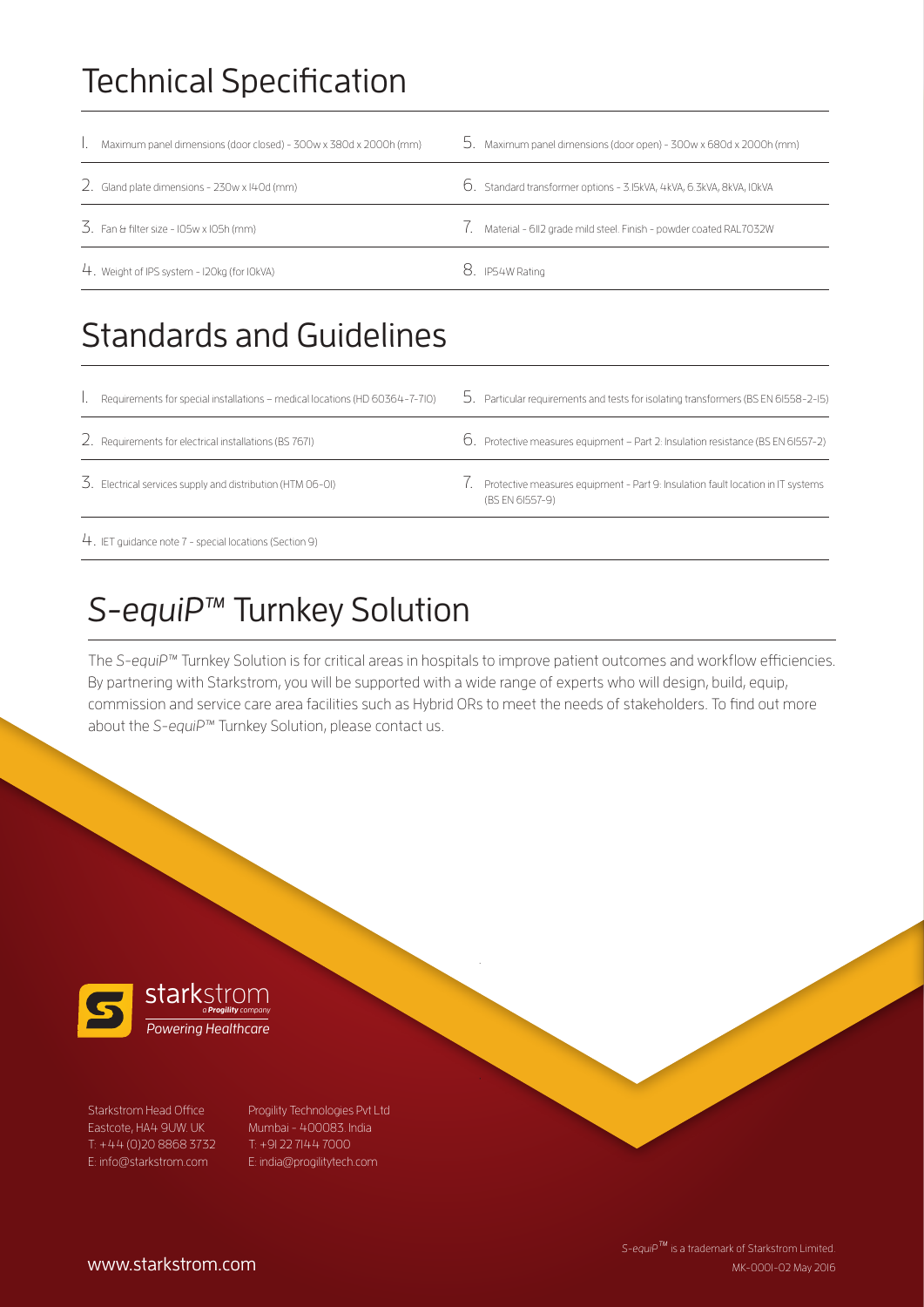## Technical Specification

1. Maximum panel dimensions (door closed) - 300w x 380d x 2000h (mm)
2. Gland plate dimensions - 230w x 140d (mm)
3. Fan & filter size - 105w x 105h (mm)
4. Weight of IPS system - 120kg (for 10kVA)
5. Maximum panel dimensions (door open) - 300w x 680d x 2000h (mm)
6. Standard transformer options - 3.15kVA, 4kVA, 6.3kVA, 8kVA, 10kVA
7. Material - 6112 grade mild steel. Finish - powder coated RAL7032W
8. IP54W Rating

## Standards and Guidelines

1. Requirements for special installations – medical locations (HD 60364-7-710)
2. Requirements for electrical installations (BS 7671)
3. Electrical services supply and distribution (HTM 06-01)
4. IET guidance note 7 - special locations (Section 9)
5. Particular requirements and tests for isolating transformers (BS EN 61558-2-15)
6. Protective measures equipment – Part 2: Insulation resistance (BS EN 61557-2)
7. Protective measures equipment - Part 9: Insulation fault location in IT systems (BS EN 61557-9)

## *S-equiP*™ Turnkey Solution

The *S-equiP*™ Turnkey Solution is for critical areas in hospitals to improve patient outcomes and workflow efficiencies. By partnering with Starkstrom, you will be supported with a wide range of experts who will design, build, equip, commission and service care area facilities such as Hybrid ORs to meet the needs of stakeholders. To find out more about the *S-equiP*™ Turnkey Solution, please contact us.

starkstrom
a *Progility* company
*Powering Healthcare*

Starkstrom Head Office
Eastcote, HA4 9UW. UK
T: +44 (0)20 8868 3732
E: info@starkstrom.com

Progility Technologies Pvt Ltd
Mumbai - 400083. India
T: +91 22 7144 7000
E: india@progilitytech.com

www.starkstrom.com

*S-equiP*™ is a trademark of Starkstrom Limited.
MK-0001-02 May 2016